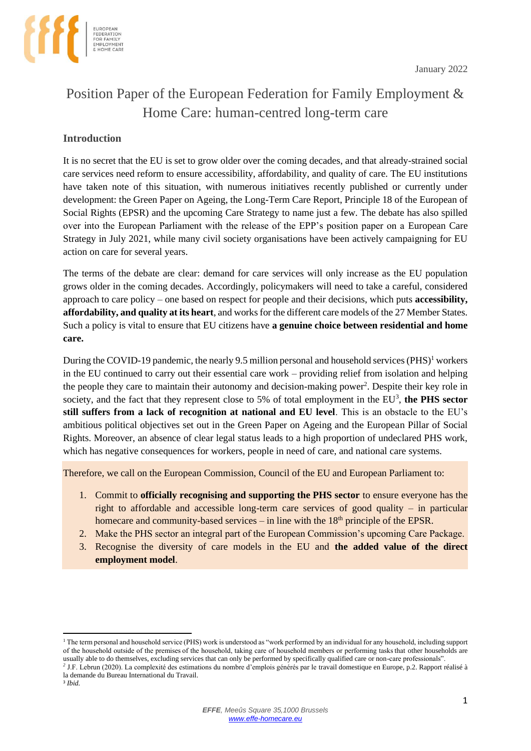January 2022

# Position Paper of the European Federation for Family Employment & Home Care: human-centred long-term care

## Introduction

It is no secret that the EU is set to grow older over the coming decades, and that already-strained social care services need reform to ensure accessibility, affordability, and quality of care. The EU institutions have taken note of this situation, with numerous initiatives recently published or currently under development: the Green Paper on Ageing, the Long-Term Care Report, Principle 18 of the European of Social Rights (EPSR) and the upcoming Care Strategy to name just a few. The debate has also spilled over into the European Parliament with the release of the EPP's position paper on a European Care Strategy in July 2021, while many civil society organisations have been actively campaigning for EU action on care for several years.

The terms of the debate are clear: demand for care services will only increase as the EU population grows older in the coming decades. Accordingly, policymakers will need to take a careful, considered approach to care policy – one based on respect for people and their decisions, which puts **accessibility, affordability, and quality at its heart**, and works for the different care models of the 27 Member States. Such a policy is vital to ensure that EU citizens have **a genuine choice between residential and home care.**

During the COVID-19 pandemic, the nearly 9.5 million personal and household services (PHS)[1] workers in the EU continued to carry out their essential care work – providing relief from isolation and helping the people they care to maintain their autonomy and decision-making power[2]. Despite their key role in society, and the fact that they represent close to 5% of total employment in the EU[3], **the PHS sector still suffers from a lack of recognition at national and EU level**. This is an obstacle to the EU's ambitious political objectives set out in the Green Paper on Ageing and the European Pillar of Social Rights. Moreover, an absence of clear legal status leads to a high proportion of undeclared PHS work, which has negative consequences for workers, people in need of care, and national care systems.

Therefore, we call on the European Commission, Council of the EU and European Parliament to:

1. Commit to **officially recognising and supporting the PHS sector** to ensure everyone has the right to affordable and accessible long-term care services of good quality – in particular homecare and community-based services – in line with the 18th principle of the EPSR.
2. Make the PHS sector an integral part of the European Commission's upcoming Care Package.
3. Recognise the diversity of care models in the EU and **the added value of the direct employment model**.

---

[1] The term personal and household service (PHS) work is understood as "work performed by an individual for any household, including support of the household outside of the premises of the household, taking care of household members or performing tasks that other households are usually able to do themselves, excluding services that can only be performed by specifically qualified care or non-care professionals".

[2] J.F. Lebrun (2020). La complexité des estimations du nombre d'emplois générés par le travail domestique en Europe, p.2. Rapport réalisé à la demande du Bureau International du Travail.

[3] *Ibid.*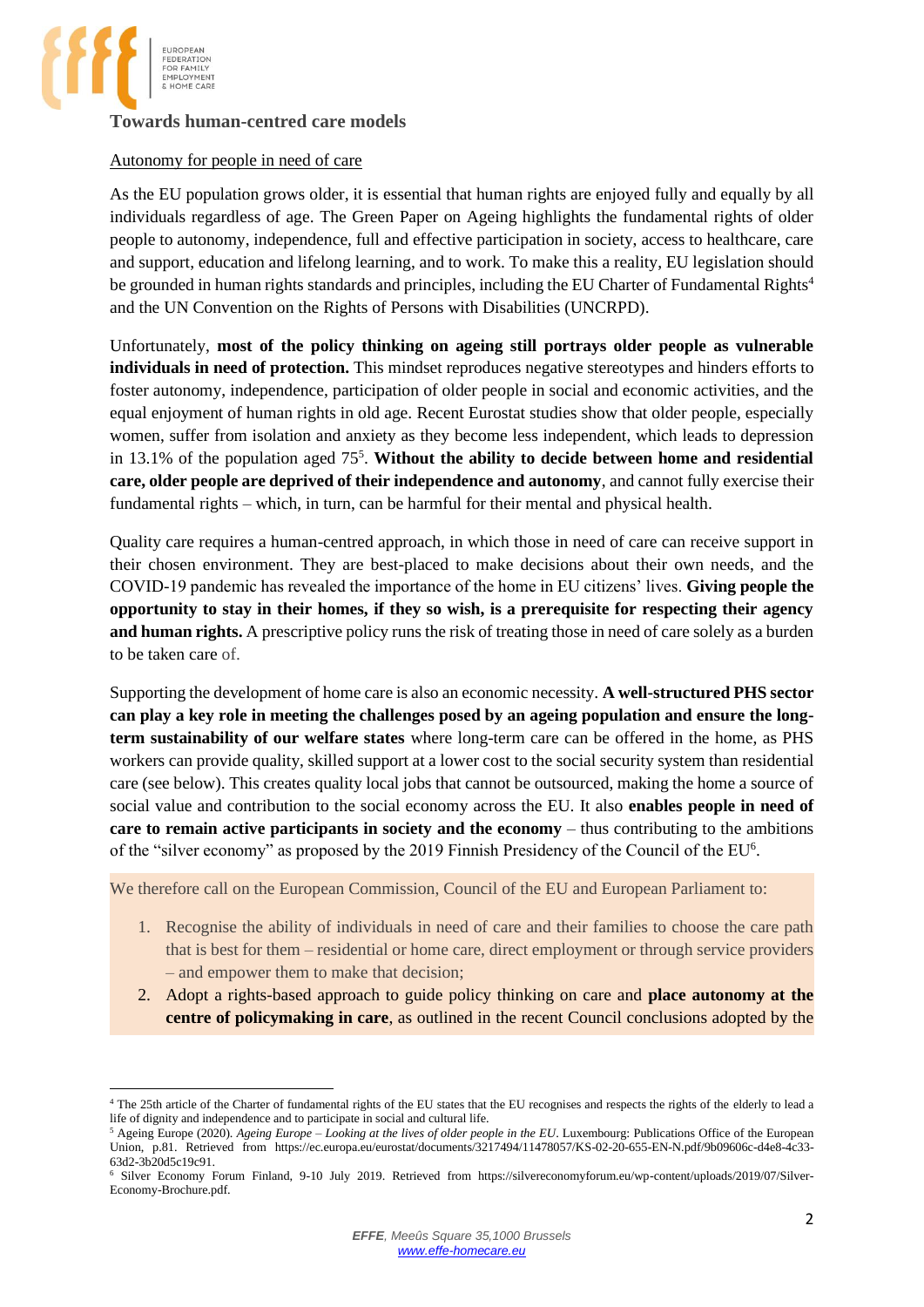## Towards human-centred care models

### Autonomy for people in need of care

As the EU population grows older, it is essential that human rights are enjoyed fully and equally by all individuals regardless of age. The Green Paper on Ageing highlights the fundamental rights of older people to autonomy, independence, full and effective participation in society, access to healthcare, care and support, education and lifelong learning, and to work. To make this a reality, EU legislation should be grounded in human rights standards and principles, including the EU Charter of Fundamental Rights[4] and the UN Convention on the Rights of Persons with Disabilities (UNCRPD).

Unfortunately, **most of the policy thinking on ageing still portrays older people as vulnerable individuals in need of protection.** This mindset reproduces negative stereotypes and hinders efforts to foster autonomy, independence, participation of older people in social and economic activities, and the equal enjoyment of human rights in old age. Recent Eurostat studies show that older people, especially women, suffer from isolation and anxiety as they become less independent, which leads to depression in 13.1% of the population aged 75[5]. **Without the ability to decide between home and residential care, older people are deprived of their independence and autonomy**, and cannot fully exercise their fundamental rights – which, in turn, can be harmful for their mental and physical health.

Quality care requires a human-centred approach, in which those in need of care can receive support in their chosen environment. They are best-placed to make decisions about their own needs, and the COVID-19 pandemic has revealed the importance of the home in EU citizens' lives. **Giving people the opportunity to stay in their homes, if they so wish, is a prerequisite for respecting their agency and human rights.** A prescriptive policy runs the risk of treating those in need of care solely as a burden to be taken care of.

Supporting the development of home care is also an economic necessity. **A well-structured PHS sector can play a key role in meeting the challenges posed by an ageing population and ensure the long-term sustainability of our welfare states** where long-term care can be offered in the home, as PHS workers can provide quality, skilled support at a lower cost to the social security system than residential care (see below). This creates quality local jobs that cannot be outsourced, making the home a source of social value and contribution to the social economy across the EU. It also **enables people in need of care to remain active participants in society and the economy** – thus contributing to the ambitions of the "silver economy" as proposed by the 2019 Finnish Presidency of the Council of the EU[6].

We therefore call on the European Commission, Council of the EU and European Parliament to:

1. Recognise the ability of individuals in need of care and their families to choose the care path that is best for them – residential or home care, direct employment or through service providers – and empower them to make that decision;
2. Adopt a rights-based approach to guide policy thinking on care and **place autonomy at the centre of policymaking in care**, as outlined in the recent Council conclusions adopted by the

---

[4] The 25th article of the Charter of fundamental rights of the EU states that the EU recognises and respects the rights of the elderly to lead a life of dignity and independence and to participate in social and cultural life.

[5] Ageing Europe (2020). *Ageing Europe – Looking at the lives of older people in the EU*. Luxembourg: Publications Office of the European Union, p.81. Retrieved from https://ec.europa.eu/eurostat/documents/3217494/11478057/KS-02-20-655-EN-N.pdf/9b09606c-d4e8-4c33-63d2-3b20d5c19c91.

[6] Silver Economy Forum Finland, 9-10 July 2019. Retrieved from https://silvereconomyforum.eu/wp-content/uploads/2019/07/Silver-Economy-Brochure.pdf.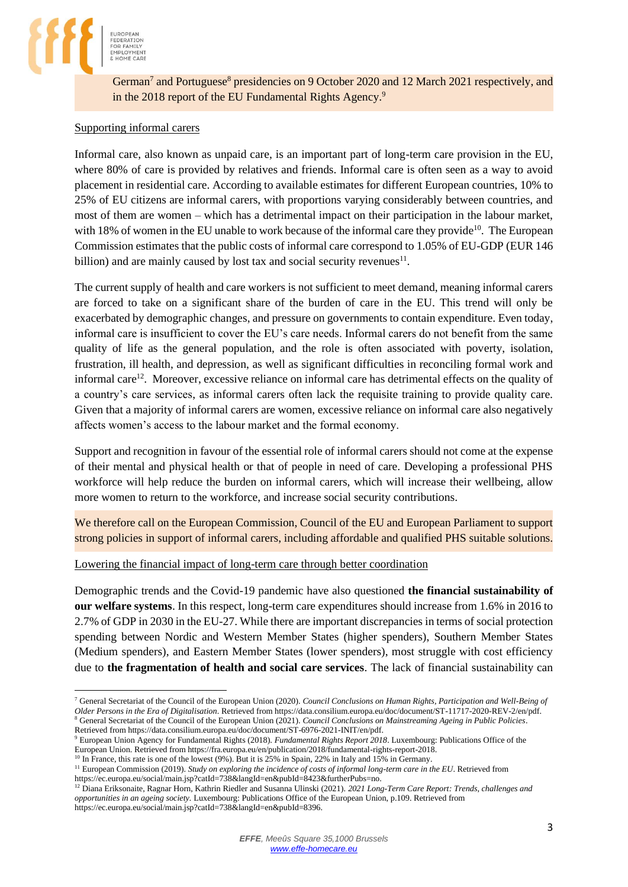German[7] and Portuguese[8] presidencies on 9 October 2020 and 12 March 2021 respectively, and in the 2018 report of the EU Fundamental Rights Agency.[9]

Supporting informal carers

Informal care, also known as unpaid care, is an important part of long-term care provision in the EU, where 80% of care is provided by relatives and friends. Informal care is often seen as a way to avoid placement in residential care. According to available estimates for different European countries, 10% to 25% of EU citizens are informal carers, with proportions varying considerably between countries, and most of them are women – which has a detrimental impact on their participation in the labour market, with 18% of women in the EU unable to work because of the informal care they provide[10]. The European Commission estimates that the public costs of informal care correspond to 1.05% of EU-GDP (EUR 146 billion) and are mainly caused by lost tax and social security revenues[11].

The current supply of health and care workers is not sufficient to meet demand, meaning informal carers are forced to take on a significant share of the burden of care in the EU. This trend will only be exacerbated by demographic changes, and pressure on governments to contain expenditure. Even today, informal care is insufficient to cover the EU's care needs. Informal carers do not benefit from the same quality of life as the general population, and the role is often associated with poverty, isolation, frustration, ill health, and depression, as well as significant difficulties in reconciling formal work and informal care[12]. Moreover, excessive reliance on informal care has detrimental effects on the quality of a country's care services, as informal carers often lack the requisite training to provide quality care. Given that a majority of informal carers are women, excessive reliance on informal care also negatively affects women's access to the labour market and the formal economy.

Support and recognition in favour of the essential role of informal carers should not come at the expense of their mental and physical health or that of people in need of care. Developing a professional PHS workforce will help reduce the burden on informal carers, which will increase their wellbeing, allow more women to return to the workforce, and increase social security contributions.

We therefore call on the European Commission, Council of the EU and European Parliament to support strong policies in support of informal carers, including affordable and qualified PHS suitable solutions.

Lowering the financial impact of long-term care through better coordination

Demographic trends and the Covid-19 pandemic have also questioned **the financial sustainability of our welfare systems**. In this respect, long-term care expenditures should increase from 1.6% in 2016 to 2.7% of GDP in 2030 in the EU-27. While there are important discrepancies in terms of social protection spending between Nordic and Western Member States (higher spenders), Southern Member States (Medium spenders), and Eastern Member States (lower spenders), most struggle with cost efficiency due to **the fragmentation of health and social care services**. The lack of financial sustainability can

---

[7] General Secretariat of the Council of the European Union (2020). *Council Conclusions on Human Rights, Participation and Well-Being of Older Persons in the Era of Digitalisation*. Retrieved from https://data.consilium.europa.eu/doc/document/ST-11717-2020-REV-2/en/pdf.

[8] General Secretariat of the Council of the European Union (2021). *Council Conclusions on Mainstreaming Ageing in Public Policies*. Retrieved from https://data.consilium.europa.eu/doc/document/ST-6976-2021-INIT/en/pdf.

[9] European Union Agency for Fundamental Rights (2018). *Fundamental Rights Report 2018*. Luxembourg: Publications Office of the European Union. Retrieved from https://fra.europa.eu/en/publication/2018/fundamental-rights-report-2018.

[10] In France, this rate is one of the lowest (9%). But it is 25% in Spain, 22% in Italy and 15% in Germany.

[11] European Commission (2019). *Study on exploring the incidence of costs of informal long-term care in the EU*. Retrieved from https://ec.europa.eu/social/main.jsp?catId=738&langId=en&pubId=8423&furtherPubs=no.

[12] Diana Eriksonaite, Ragnar Horn, Kathrin Riedler and Susanna Ulinski (2021). *2021 Long-Term Care Report: Trends, challenges and opportunities in an ageing society*. Luxembourg: Publications Office of the European Union, p.109. Retrieved from https://ec.europa.eu/social/main.jsp?catId=738&langId=en&pubId=8396.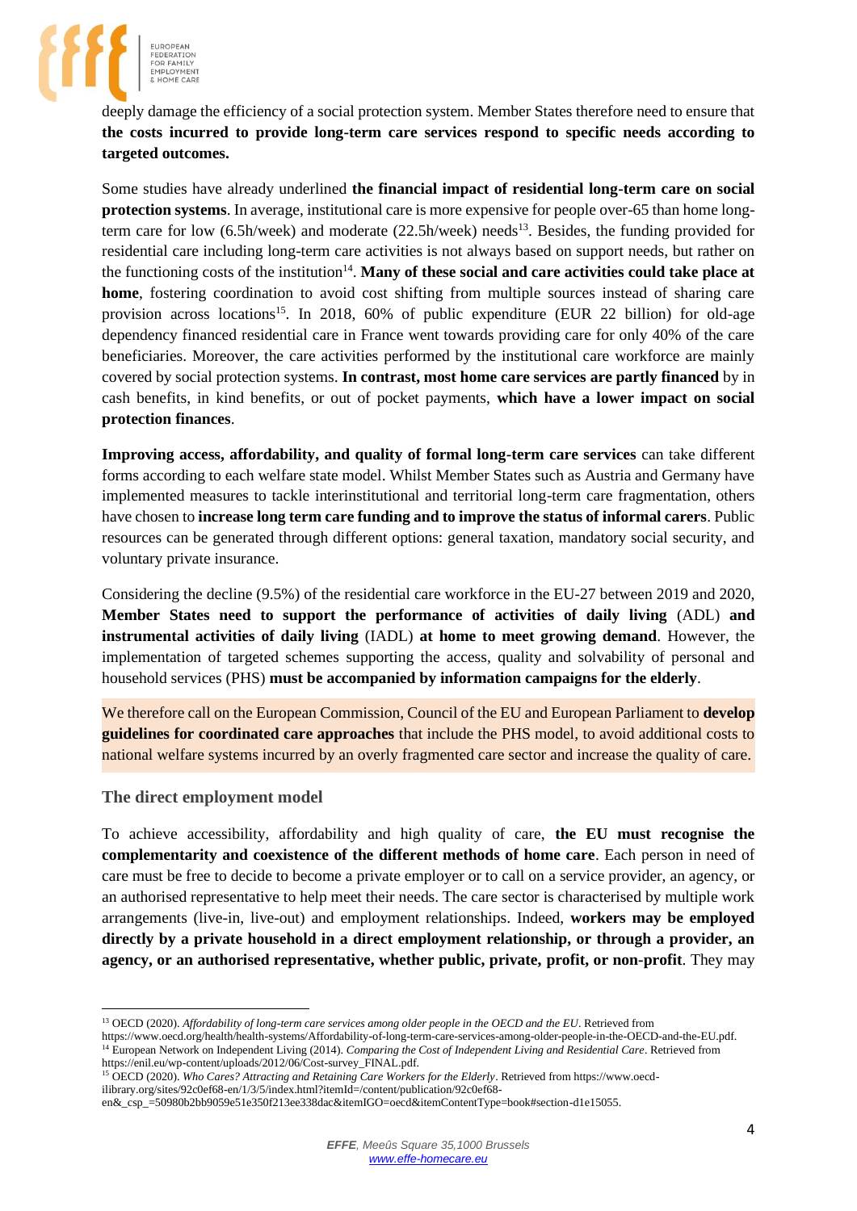deeply damage the efficiency of a social protection system. Member States therefore need to ensure that **the costs incurred to provide long-term care services respond to specific needs according to targeted outcomes.**

Some studies have already underlined **the financial impact of residential long-term care on social protection systems**. In average, institutional care is more expensive for people over-65 than home long-term care for low (6.5h/week) and moderate (22.5h/week) needs[13]. Besides, the funding provided for residential care including long-term care activities is not always based on support needs, but rather on the functioning costs of the institution[14]. **Many of these social and care activities could take place at home**, fostering coordination to avoid cost shifting from multiple sources instead of sharing care provision across locations[15]. In 2018, 60% of public expenditure (EUR 22 billion) for old-age dependency financed residential care in France went towards providing care for only 40% of the care beneficiaries. Moreover, the care activities performed by the institutional care workforce are mainly covered by social protection systems. **In contrast, most home care services are partly financed** by in cash benefits, in kind benefits, or out of pocket payments, **which have a lower impact on social protection finances**.

**Improving access, affordability, and quality of formal long-term care services** can take different forms according to each welfare state model. Whilst Member States such as Austria and Germany have implemented measures to tackle interinstitutional and territorial long-term care fragmentation, others have chosen to **increase long term care funding and to improve the status of informal carers**. Public resources can be generated through different options: general taxation, mandatory social security, and voluntary private insurance.

Considering the decline (9.5%) of the residential care workforce in the EU-27 between 2019 and 2020, **Member States need to support the performance of activities of daily living** (ADL) **and instrumental activities of daily living** (IADL) **at home to meet growing demand**. However, the implementation of targeted schemes supporting the access, quality and solvability of personal and household services (PHS) **must be accompanied by information campaigns for the elderly**.

We therefore call on the European Commission, Council of the EU and European Parliament to **develop guidelines for coordinated care approaches** that include the PHS model, to avoid additional costs to national welfare systems incurred by an overly fragmented care sector and increase the quality of care.

### The direct employment model

To achieve accessibility, affordability and high quality of care, **the EU must recognise the complementarity and coexistence of the different methods of home care**. Each person in need of care must be free to decide to become a private employer or to call on a service provider, an agency, or an authorised representative to help meet their needs. The care sector is characterised by multiple work arrangements (live-in, live-out) and employment relationships. Indeed, **workers may be employed directly by a private household in a direct employment relationship, or through a provider, an agency, or an authorised representative, whether public, private, profit, or non-profit**. They may

---

[13] OECD (2020). *Affordability of long-term care services among older people in the OECD and the EU*. Retrieved from https://www.oecd.org/health/health-systems/Affordability-of-long-term-care-services-among-older-people-in-the-OECD-and-the-EU.pdf.

[14] European Network on Independent Living (2014). *Comparing the Cost of Independent Living and Residential Care*. Retrieved from https://enil.eu/wp-content/uploads/2012/06/Cost-survey_FINAL.pdf.

[15] OECD (2020). *Who Cares? Attracting and Retaining Care Workers for the Elderly*. Retrieved from https://www.oecd-ilibrary.org/sites/92c0ef68-en/1/3/5/index.html?itemId=/content/publication/92c0ef68-en&_csp_=50980b2bb9059e51e350f213ee338dac&itemIGO=oecd&itemContentType=book#section-d1e15055.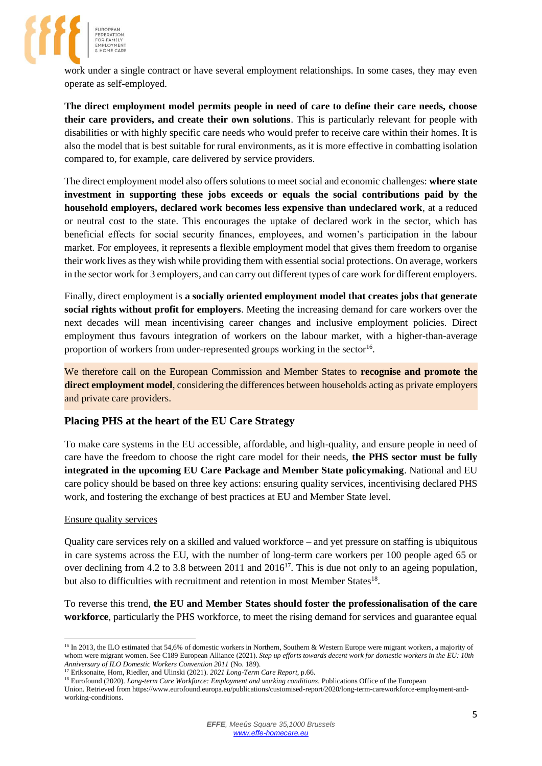work under a single contract or have several employment relationships. In some cases, they may even operate as self-employed.

**The direct employment model permits people in need of care to define their care needs, choose their care providers, and create their own solutions**. This is particularly relevant for people with disabilities or with highly specific care needs who would prefer to receive care within their homes. It is also the model that is best suitable for rural environments, as it is more effective in combatting isolation compared to, for example, care delivered by service providers.

The direct employment model also offers solutions to meet social and economic challenges: **where state investment in supporting these jobs exceeds or equals the social contributions paid by the household employers, declared work becomes less expensive than undeclared work**, at a reduced or neutral cost to the state. This encourages the uptake of declared work in the sector, which has beneficial effects for social security finances, employees, and women's participation in the labour market. For employees, it represents a flexible employment model that gives them freedom to organise their work lives as they wish while providing them with essential social protections. On average, workers in the sector work for 3 employers, and can carry out different types of care work for different employers.

Finally, direct employment is **a socially oriented employment model that creates jobs that generate social rights without profit for employers**. Meeting the increasing demand for care workers over the next decades will mean incentivising career changes and inclusive employment policies. Direct employment thus favours integration of workers on the labour market, with a higher-than-average proportion of workers from under-represented groups working in the sector[16].

We therefore call on the European Commission and Member States to **recognise and promote the direct employment model**, considering the differences between households acting as private employers and private care providers.

## Placing PHS at the heart of the EU Care Strategy

To make care systems in the EU accessible, affordable, and high-quality, and ensure people in need of care have the freedom to choose the right care model for their needs, **the PHS sector must be fully integrated in the upcoming EU Care Package and Member State policymaking**. National and EU care policy should be based on three key actions: ensuring quality services, incentivising declared PHS work, and fostering the exchange of best practices at EU and Member State level.

### Ensure quality services

Quality care services rely on a skilled and valued workforce – and yet pressure on staffing is ubiquitous in care systems across the EU, with the number of long-term care workers per 100 people aged 65 or over declining from 4.2 to 3.8 between 2011 and 2016[17]. This is due not only to an ageing population, but also to difficulties with recruitment and retention in most Member States[18].

To reverse this trend, **the EU and Member States should foster the professionalisation of the care workforce**, particularly the PHS workforce, to meet the rising demand for services and guarantee equal

---

[16] In 2013, the ILO estimated that 54,6% of domestic workers in Northern, Southern & Western Europe were migrant workers, a majority of whom were migrant women. See C189 European Alliance (2021). *Step up efforts towards decent work for domestic workers in the EU: 10th Anniversary of ILO Domestic Workers Convention 2011* (No. 189).

[17] Eriksonaite, Horn, Riedler, and Ulinski (2021). *2021 Long-Term Care Report*, p.66.

[18] Eurofound (2020). *Long-term Care Workforce: Employment and working conditions*. Publications Office of the European Union. Retrieved from https://www.eurofound.europa.eu/publications/customised-report/2020/long-term-careworkforce-employment-and-working-conditions.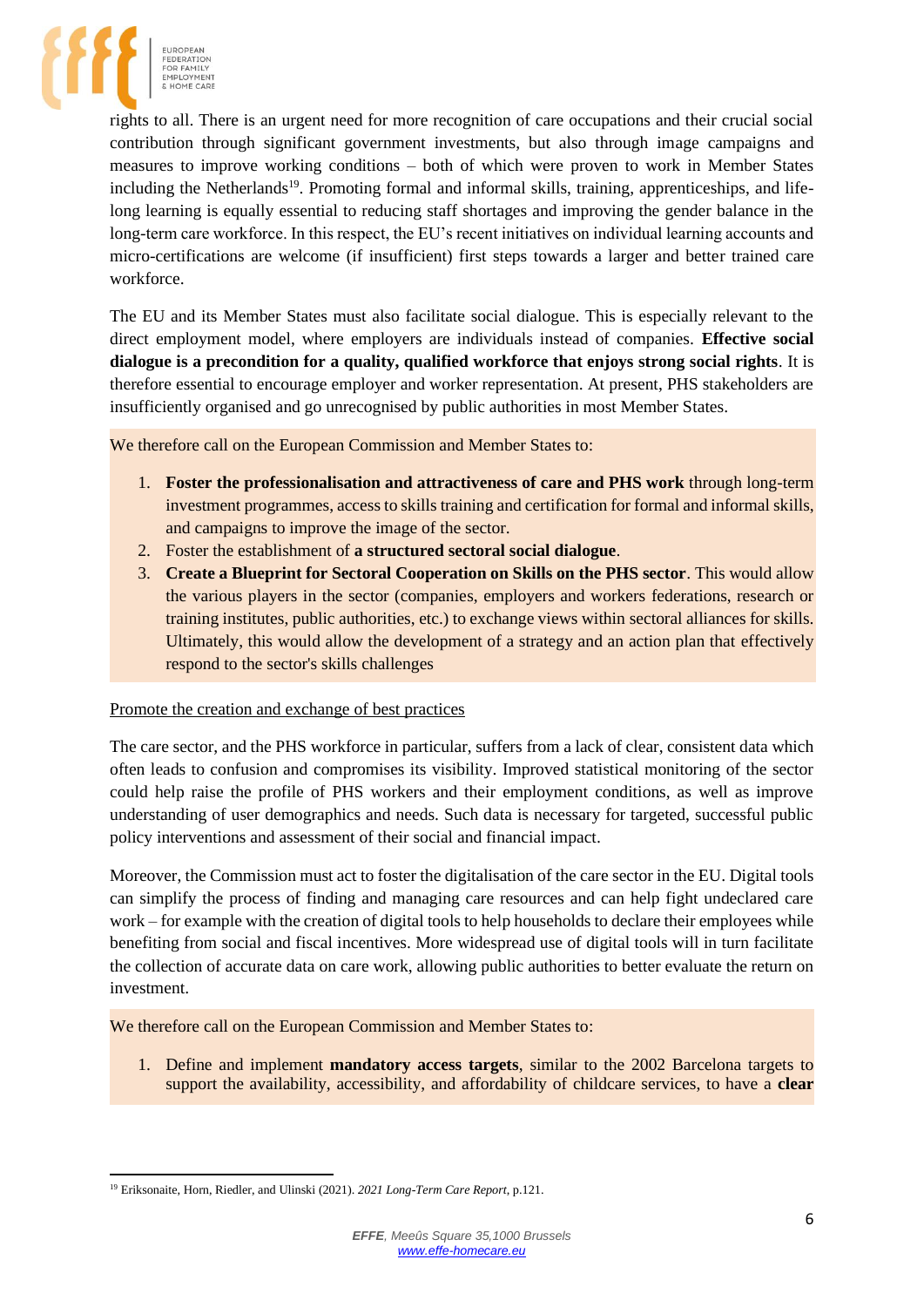rights to all. There is an urgent need for more recognition of care occupations and their crucial social contribution through significant government investments, but also through image campaigns and measures to improve working conditions – both of which were proven to work in Member States including the Netherlands[19]. Promoting formal and informal skills, training, apprenticeships, and life-long learning is equally essential to reducing staff shortages and improving the gender balance in the long-term care workforce. In this respect, the EU's recent initiatives on individual learning accounts and micro-certifications are welcome (if insufficient) first steps towards a larger and better trained care workforce.

The EU and its Member States must also facilitate social dialogue. This is especially relevant to the direct employment model, where employers are individuals instead of companies. **Effective social dialogue is a precondition for a quality, qualified workforce that enjoys strong social rights**. It is therefore essential to encourage employer and worker representation. At present, PHS stakeholders are insufficiently organised and go unrecognised by public authorities in most Member States.

We therefore call on the European Commission and Member States to:

1. **Foster the professionalisation and attractiveness of care and PHS work** through long-term investment programmes, access to skills training and certification for formal and informal skills, and campaigns to improve the image of the sector.
2. Foster the establishment of **a structured sectoral social dialogue**.
3. **Create a Blueprint for Sectoral Cooperation on Skills on the PHS sector**. This would allow the various players in the sector (companies, employers and workers federations, research or training institutes, public authorities, etc.) to exchange views within sectoral alliances for skills. Ultimately, this would allow the development of a strategy and an action plan that effectively respond to the sector's skills challenges

<u>Promote the creation and exchange of best practices</u>

The care sector, and the PHS workforce in particular, suffers from a lack of clear, consistent data which often leads to confusion and compromises its visibility. Improved statistical monitoring of the sector could help raise the profile of PHS workers and their employment conditions, as well as improve understanding of user demographics and needs. Such data is necessary for targeted, successful public policy interventions and assessment of their social and financial impact.

Moreover, the Commission must act to foster the digitalisation of the care sector in the EU. Digital tools can simplify the process of finding and managing care resources and can help fight undeclared care work – for example with the creation of digital tools to help households to declare their employees while benefiting from social and fiscal incentives. More widespread use of digital tools will in turn facilitate the collection of accurate data on care work, allowing public authorities to better evaluate the return on investment.

We therefore call on the European Commission and Member States to:

1. Define and implement **mandatory access targets**, similar to the 2002 Barcelona targets to support the availability, accessibility, and affordability of childcare services, to have a **clear**

---

[19] Eriksonaite, Horn, Riedler, and Ulinski (2021). *2021 Long-Term Care Report*, p.121.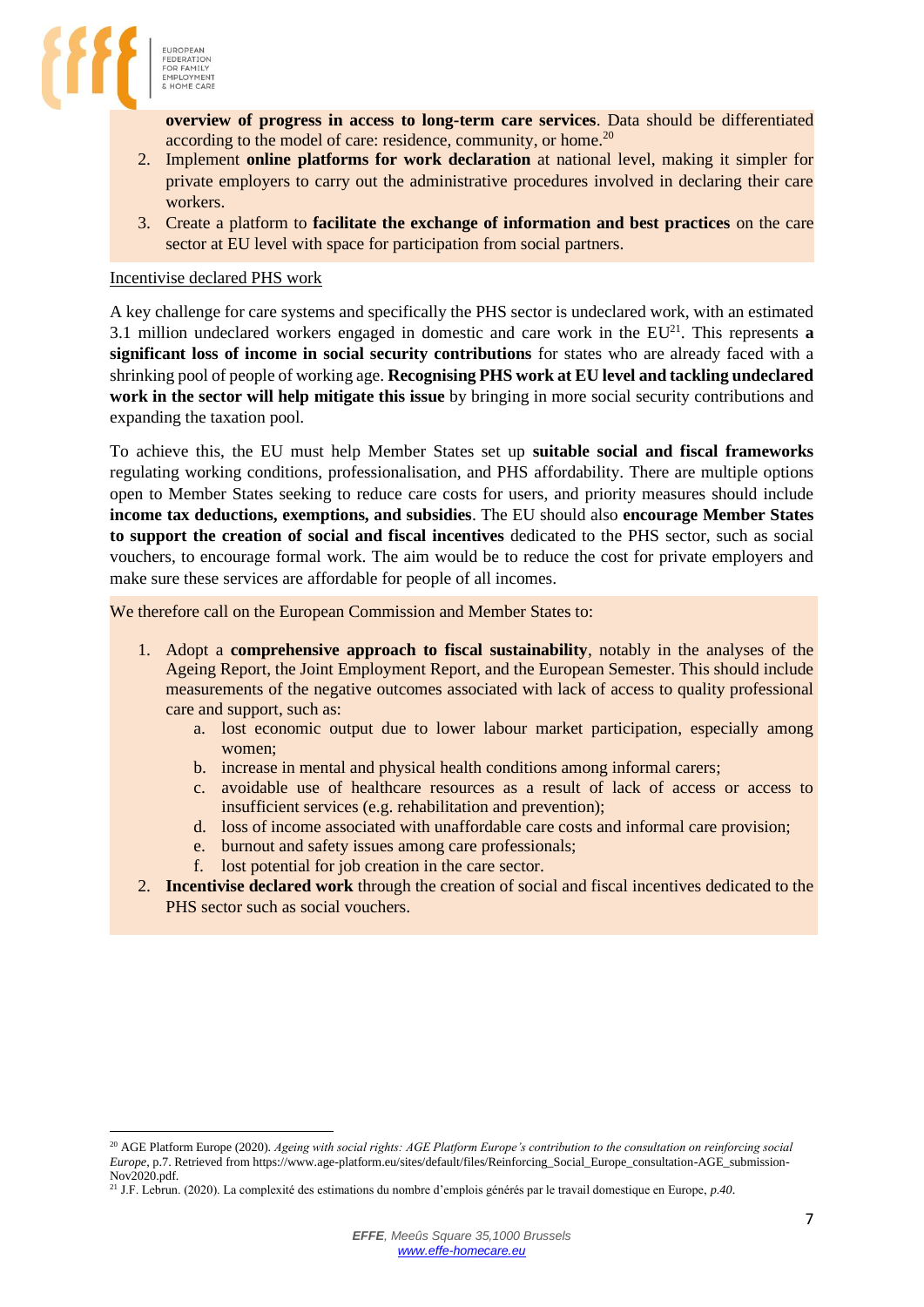**overview of progress in access to long-term care services**. Data should be differentiated according to the model of care: residence, community, or home.[20]

2. Implement **online platforms for work declaration** at national level, making it simpler for private employers to carry out the administrative procedures involved in declaring their care workers.
3. Create a platform to **facilitate the exchange of information and best practices** on the care sector at EU level with space for participation from social partners.

Incentivise declared PHS work

A key challenge for care systems and specifically the PHS sector is undeclared work, with an estimated 3.1 million undeclared workers engaged in domestic and care work in the EU[21]. This represents **a significant loss of income in social security contributions** for states who are already faced with a shrinking pool of people of working age. **Recognising PHS work at EU level and tackling undeclared work in the sector will help mitigate this issue** by bringing in more social security contributions and expanding the taxation pool.

To achieve this, the EU must help Member States set up **suitable social and fiscal frameworks** regulating working conditions, professionalisation, and PHS affordability. There are multiple options open to Member States seeking to reduce care costs for users, and priority measures should include **income tax deductions, exemptions, and subsidies**. The EU should also **encourage Member States to support the creation of social and fiscal incentives** dedicated to the PHS sector, such as social vouchers, to encourage formal work. The aim would be to reduce the cost for private employers and make sure these services are affordable for people of all incomes.

We therefore call on the European Commission and Member States to:

1. Adopt a **comprehensive approach to fiscal sustainability**, notably in the analyses of the Ageing Report, the Joint Employment Report, and the European Semester. This should include measurements of the negative outcomes associated with lack of access to quality professional care and support, such as:
    a. lost economic output due to lower labour market participation, especially among women;
    b. increase in mental and physical health conditions among informal carers;
    c. avoidable use of healthcare resources as a result of lack of access or access to insufficient services (e.g. rehabilitation and prevention);
    d. loss of income associated with unaffordable care costs and informal care provision;
    e. burnout and safety issues among care professionals;
    f. lost potential for job creation in the care sector.
2. **Incentivise declared work** through the creation of social and fiscal incentives dedicated to the PHS sector such as social vouchers.

---

[20] AGE Platform Europe (2020). *Ageing with social rights: AGE Platform Europe's contribution to the consultation on reinforcing social Europe*, p.7. Retrieved from https://www.age-platform.eu/sites/default/files/Reinforcing_Social_Europe_consultation-AGE_submission-Nov2020.pdf.

[21] J.F. Lebrun. (2020). La complexité des estimations du nombre d'emplois générés par le travail domestique en Europe, *p.40*.